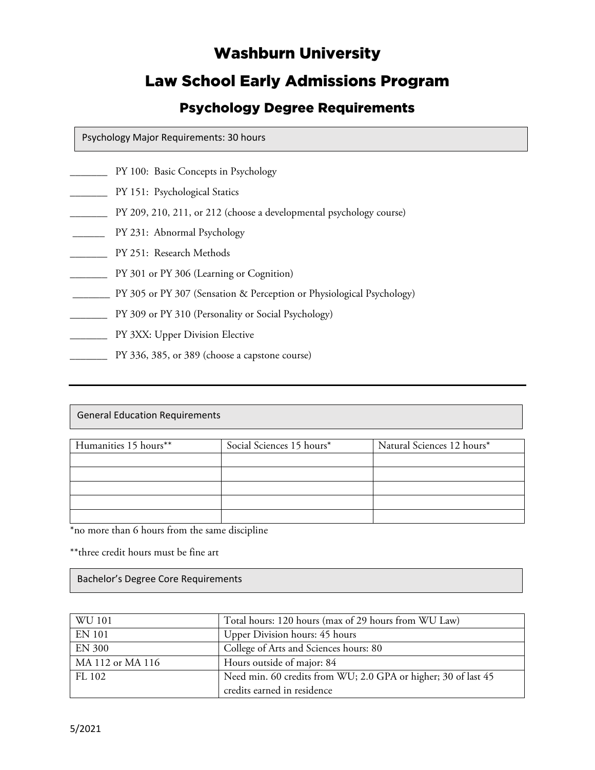# Washburn University

# Law School Early Admissions Program

## Psychology Degree Requirements

Psychology Major Requirements: 30 hours

_______ PY 100: Basic Concepts in Psychology

_______ PY 151: Psychological Statics

_______ PY 209, 210, 211, or 212 (choose a developmental psychology course)

______ PY 231: Abnormal Psychology

_______ PY 251: Research Methods

_______ PY 301 or PY 306 (Learning or Cognition)

_______ PY 305 or PY 307 (Sensation & Perception or Physiological Psychology)

_______ PY 309 or PY 310 (Personality or Social Psychology)

_______ PY 3XX: Upper Division Elective

_______ PY 336, 385, or 389 (choose a capstone course)

---

General Education Requirements

| Humanities 15 hours** | Social Sciences 15 hours* | Natural Sciences 12 hours* |
|---|---|---|
| | | |
| | | |
| | | |
| | | |
| | | |

*no more than 6 hours from the same discipline

**three credit hours must be fine art

Bachelor's Degree Core Requirements

| | |
|---|---|
| WU 101 | Total hours: 120 hours (max of 29 hours from WU Law) |
| EN 101 | Upper Division hours: 45 hours |
| EN 300 | College of Arts and Sciences hours: 80 |
| MA 112 or MA 116 | Hours outside of major: 84 |
| FL 102 | Need min. 60 credits from WU; 2.0 GPA or higher; 30 of last 45 credits earned in residence |

5/2021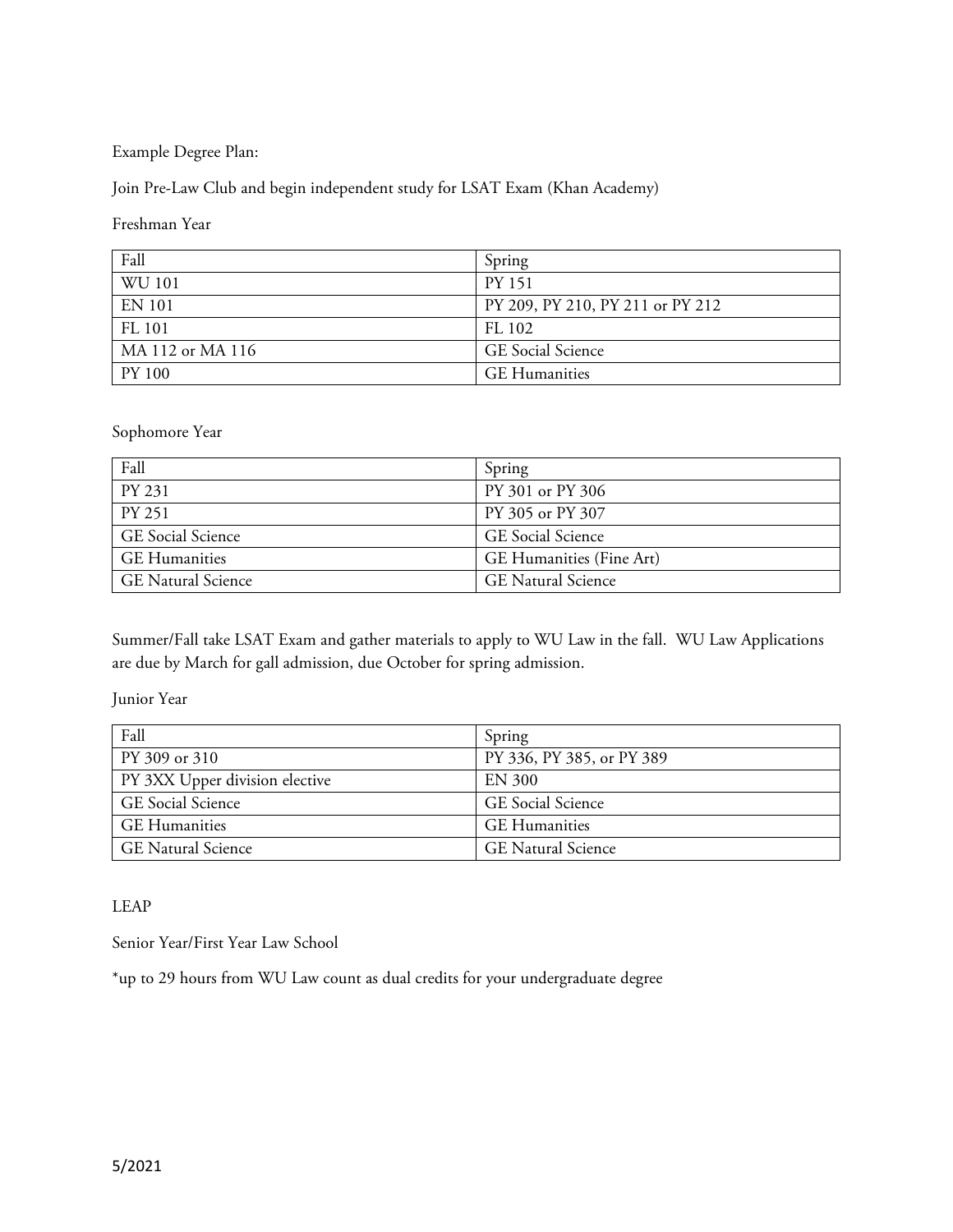Example Degree Plan:

Join Pre-Law Club and begin independent study for LSAT Exam (Khan Academy)

Freshman Year

| Fall | Spring |
|---|---|
| WU 101 | PY 151 |
| EN 101 | PY 209, PY 210, PY 211 or PY 212 |
| FL 101 | FL 102 |
| MA 112 or MA 116 | GE Social Science |
| PY 100 | GE Humanities |

Sophomore Year

| Fall | Spring |
|---|---|
| PY 231 | PY 301 or PY 306 |
| PY 251 | PY 305 or PY 307 |
| GE Social Science | GE Social Science |
| GE Humanities | GE Humanities (Fine Art) |
| GE Natural Science | GE Natural Science |

Summer/Fall take LSAT Exam and gather materials to apply to WU Law in the fall. WU Law Applications are due by March for gall admission, due October for spring admission.

Junior Year

| Fall | Spring |
|---|---|
| PY 309 or 310 | PY 336, PY 385, or PY 389 |
| PY 3XX Upper division elective | EN 300 |
| GE Social Science | GE Social Science |
| GE Humanities | GE Humanities |
| GE Natural Science | GE Natural Science |

LEAP

Senior Year/First Year Law School

*up to 29 hours from WU Law count as dual credits for your undergraduate degree

5/2021